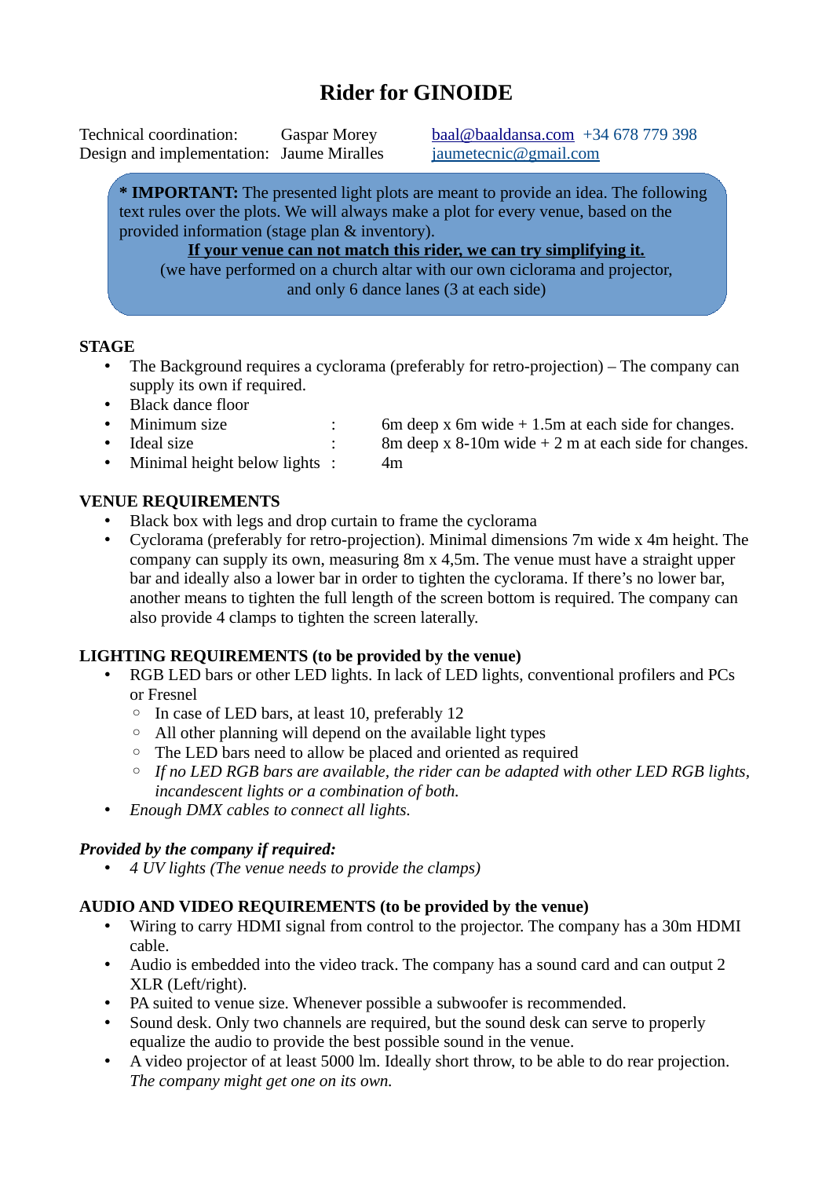# Rider for GINOIDE

Technical coordination: Gaspar Morey baal@baaldansa.com +34 678 779 398
Design and implementation: Jaume Miralles jaumetecnic@gmail.com

**\* IMPORTANT:** The presented light plots are meant to provide an idea. The following text rules over the plots. We will always make a plot for every venue, based on the provided information (stage plan & inventory).

**If your venue can not match this rider, we can try simplifying it.**

(we have performed on a church altar with our own ciclorama and projector, and only 6 dance lanes (3 at each side)

## STAGE

- The Background requires a cyclorama (preferably for retro-projection) – The company can supply its own if required.
- Black dance floor
- Minimum size : 6m deep x 6m wide + 1.5m at each side for changes.
- Ideal size : 8m deep x 8-10m wide + 2 m at each side for changes.
- Minimal height below lights : 4m

## VENUE REQUIREMENTS

- Black box with legs and drop curtain to frame the cyclorama
- Cyclorama (preferably for retro-projection). Minimal dimensions 7m wide x 4m height. The company can supply its own, measuring 8m x 4,5m. The venue must have a straight upper bar and ideally also a lower bar in order to tighten the cyclorama. If there's no lower bar, another means to tighten the full length of the screen bottom is required. The company can also provide 4 clamps to tighten the screen laterally.

## LIGHTING REQUIREMENTS (to be provided by the venue)

- RGB LED bars or other LED lights. In lack of LED lights, conventional profilers and PCs or Fresnel
  - In case of LED bars, at least 10, preferably 12
  - All other planning will depend on the available light types
  - The LED bars need to allow be placed and oriented as required
  - *If no LED RGB bars are available, the rider can be adapted with other LED RGB lights, incandescent lights or a combination of both.*
- *Enough DMX cables to connect all lights.*

***Provided by the company if required:***

- *4 UV lights (The venue needs to provide the clamps)*

## AUDIO AND VIDEO REQUIREMENTS (to be provided by the venue)

- Wiring to carry HDMI signal from control to the projector. The company has a 30m HDMI cable.
- Audio is embedded into the video track. The company has a sound card and can output 2 XLR (Left/right).
- PA suited to venue size. Whenever possible a subwoofer is recommended.
- Sound desk. Only two channels are required, but the sound desk can serve to properly equalize the audio to provide the best possible sound in the venue.
- A video projector of at least 5000 lm. Ideally short throw, to be able to do rear projection. *The company might get one on its own.*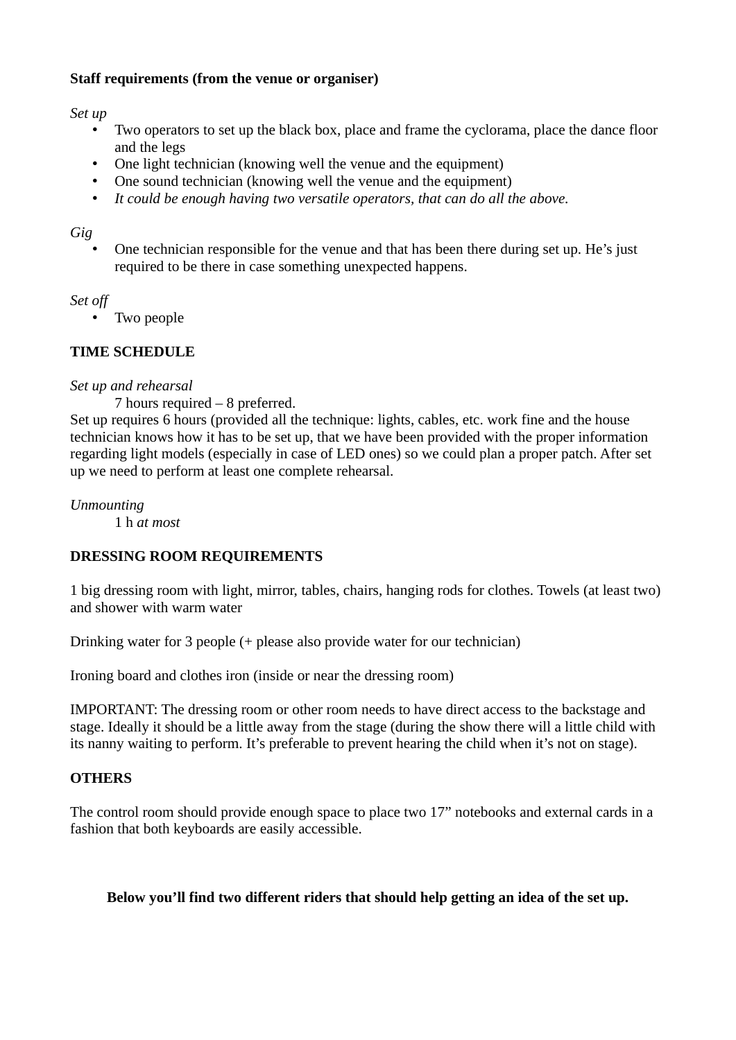**Staff requirements (from the venue or organiser)**

*Set up*

- Two operators to set up the black box, place and frame the cyclorama, place the dance floor and the legs
- One light technician (knowing well the venue and the equipment)
- One sound technician (knowing well the venue and the equipment)
- *It could be enough having two versatile operators, that can do all the above.*

*Gig*

- One technician responsible for the venue and that has been there during set up. He's just required to be there in case something unexpected happens.

*Set off*

- Two people

**TIME SCHEDULE**

*Set up and rehearsal*

7 hours required – 8 preferred.

Set up requires 6 hours (provided all the technique: lights, cables, etc. work fine and the house technician knows how it has to be set up, that we have been provided with the proper information regarding light models (especially in case of LED ones) so we could plan a proper patch. After set up we need to perform at least one complete rehearsal.

*Unmounting*

1 h *at most*

**DRESSING ROOM REQUIREMENTS**

1 big dressing room with light, mirror, tables, chairs, hanging rods for clothes. Towels (at least two) and shower with warm water

Drinking water for 3 people (+ please also provide water for our technician)

Ironing board and clothes iron (inside or near the dressing room)

IMPORTANT: The dressing room or other room needs to have direct access to the backstage and stage. Ideally it should be a little away from the stage (during the show there will a little child with its nanny waiting to perform. It's preferable to prevent hearing the child when it's not on stage).

**OTHERS**

The control room should provide enough space to place two 17" notebooks and external cards in a fashion that both keyboards are easily accessible.

**Below you'll find two different riders that should help getting an idea of the set up.**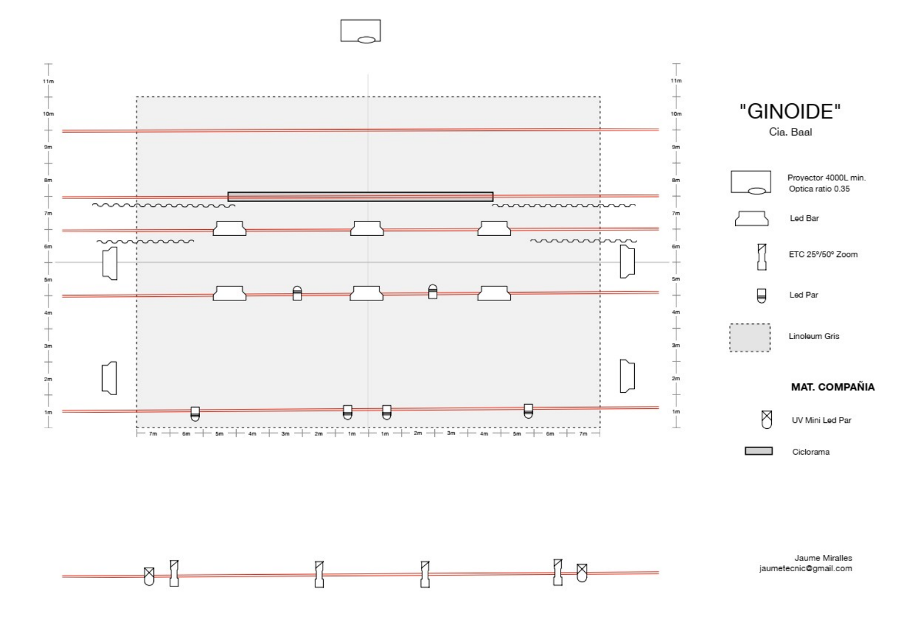# "GINOIDE"

Cia. Baal

| Símbolo | Descripción |
| --- | --- |
| Proyector | Proyector 4000L min. Optica ratio 0.35 |
| Led Bar | Led Bar |
| ETC | ETC 25º/50º Zoom |
| Led Par | Led Par |
| Linoleum | Linoleum Gris |

**MAT. COMPAÑIA**

| Símbolo | Descripción |
| --- | --- |
| UV | UV Mini Led Par |
| Ciclorama | Ciclorama |

Jaume Miralles
jaumetecnic@gmail.com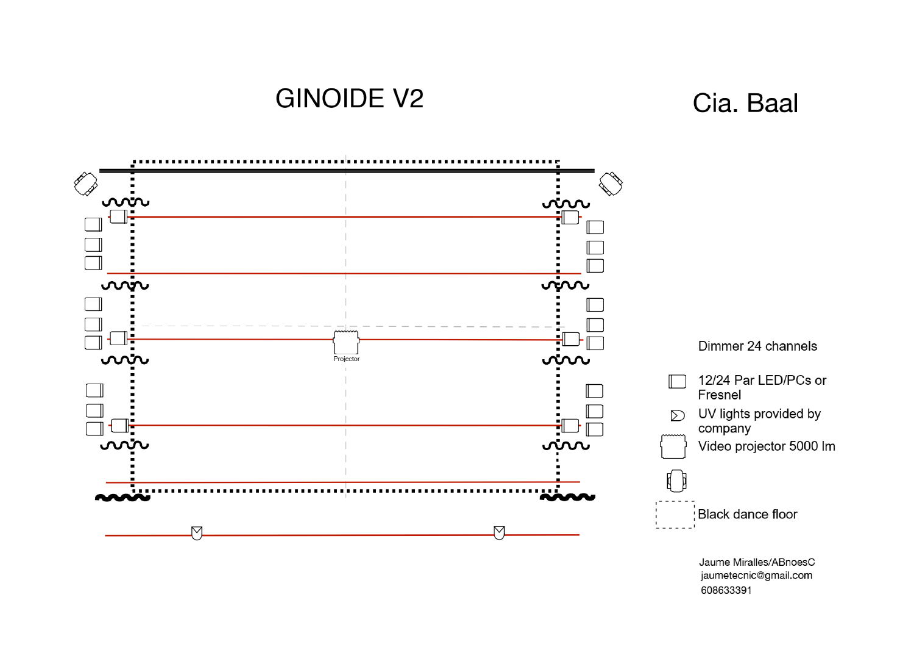# GINOIDE V2

# Cia. Baal

Projector

Dimmer 24 channels

12/24 Par LED/PCs or Fresnel

UV lights provided by company

Video projector 5000 lm

Black dance floor

Jaume Miralles/ABnoesC
jaumetecnic@gmail.com
608633391